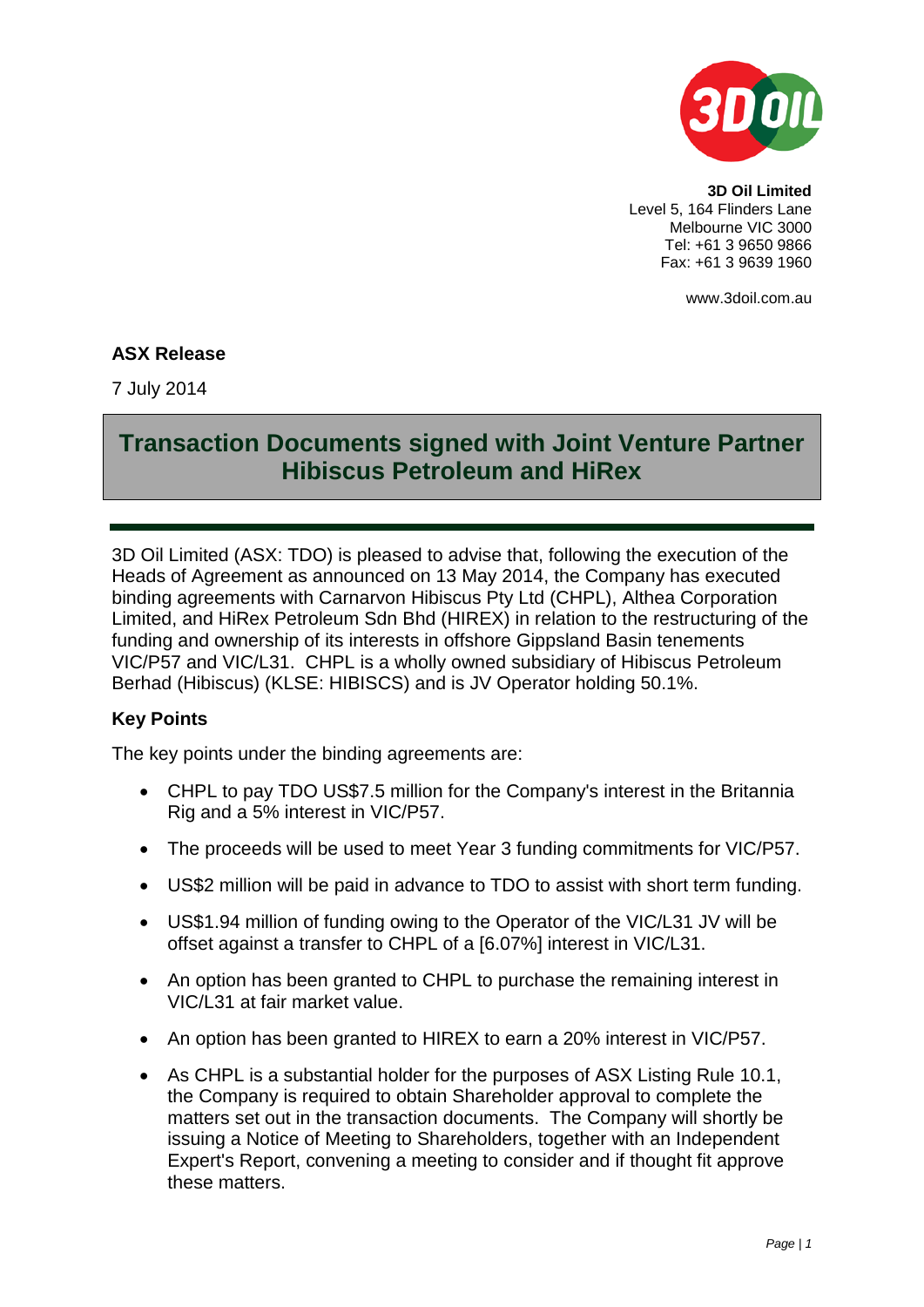**3D Oil Limited**
Level 5, 164 Flinders Lane
Melbourne VIC 3000
Tel: +61 3 9650 9866
Fax: +61 3 9639 1960

www.3doil.com.au

**ASX Release**

7 July 2014

# Transaction Documents signed with Joint Venture Partner Hibiscus Petroleum and HiRex

3D Oil Limited (ASX: TDO) is pleased to advise that, following the execution of the Heads of Agreement as announced on 13 May 2014, the Company has executed binding agreements with Carnarvon Hibiscus Pty Ltd (CHPL), Althea Corporation Limited, and HiRex Petroleum Sdn Bhd (HIREX) in relation to the restructuring of the funding and ownership of its interests in offshore Gippsland Basin tenements VIC/P57 and VIC/L31. CHPL is a wholly owned subsidiary of Hibiscus Petroleum Berhad (Hibiscus) (KLSE: HIBISCS) and is JV Operator holding 50.1%.

## Key Points

The key points under the binding agreements are:

- CHPL to pay TDO US$7.5 million for the Company's interest in the Britannia Rig and a 5% interest in VIC/P57.
- The proceeds will be used to meet Year 3 funding commitments for VIC/P57.
- US$2 million will be paid in advance to TDO to assist with short term funding.
- US$1.94 million of funding owing to the Operator of the VIC/L31 JV will be offset against a transfer to CHPL of a [6.07%] interest in VIC/L31.
- An option has been granted to CHPL to purchase the remaining interest in VIC/L31 at fair market value.
- An option has been granted to HIREX to earn a 20% interest in VIC/P57.
- As CHPL is a substantial holder for the purposes of ASX Listing Rule 10.1, the Company is required to obtain Shareholder approval to complete the matters set out in the transaction documents. The Company will shortly be issuing a Notice of Meeting to Shareholders, together with an Independent Expert's Report, convening a meeting to consider and if thought fit approve these matters.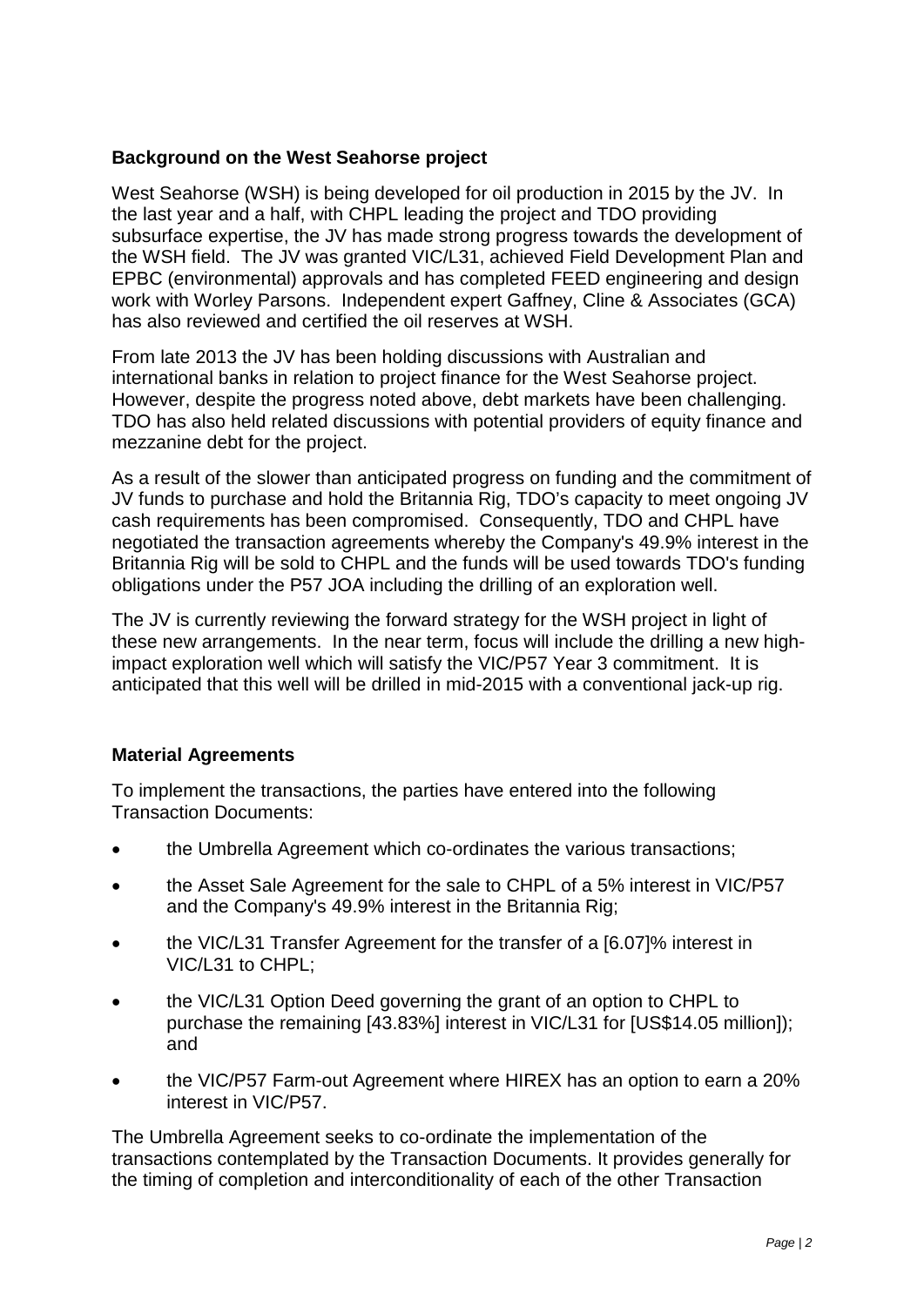**Background on the West Seahorse project**

West Seahorse (WSH) is being developed for oil production in 2015 by the JV. In the last year and a half, with CHPL leading the project and TDO providing subsurface expertise, the JV has made strong progress towards the development of the WSH field. The JV was granted VIC/L31, achieved Field Development Plan and EPBC (environmental) approvals and has completed FEED engineering and design work with Worley Parsons. Independent expert Gaffney, Cline & Associates (GCA) has also reviewed and certified the oil reserves at WSH.

From late 2013 the JV has been holding discussions with Australian and international banks in relation to project finance for the West Seahorse project. However, despite the progress noted above, debt markets have been challenging. TDO has also held related discussions with potential providers of equity finance and mezzanine debt for the project.

As a result of the slower than anticipated progress on funding and the commitment of JV funds to purchase and hold the Britannia Rig, TDO's capacity to meet ongoing JV cash requirements has been compromised. Consequently, TDO and CHPL have negotiated the transaction agreements whereby the Company's 49.9% interest in the Britannia Rig will be sold to CHPL and the funds will be used towards TDO's funding obligations under the P57 JOA including the drilling of an exploration well.

The JV is currently reviewing the forward strategy for the WSH project in light of these new arrangements. In the near term, focus will include the drilling a new high-impact exploration well which will satisfy the VIC/P57 Year 3 commitment. It is anticipated that this well will be drilled in mid-2015 with a conventional jack-up rig.

**Material Agreements**

To implement the transactions, the parties have entered into the following Transaction Documents:

- the Umbrella Agreement which co-ordinates the various transactions;
- the Asset Sale Agreement for the sale to CHPL of a 5% interest in VIC/P57 and the Company's 49.9% interest in the Britannia Rig;
- the VIC/L31 Transfer Agreement for the transfer of a [6.07]% interest in VIC/L31 to CHPL;
- the VIC/L31 Option Deed governing the grant of an option to CHPL to purchase the remaining [43.83%] interest in VIC/L31 for [US$14.05 million]); and
- the VIC/P57 Farm-out Agreement where HIREX has an option to earn a 20% interest in VIC/P57.

The Umbrella Agreement seeks to co-ordinate the implementation of the transactions contemplated by the Transaction Documents. It provides generally for the timing of completion and interconditionality of each of the other Transaction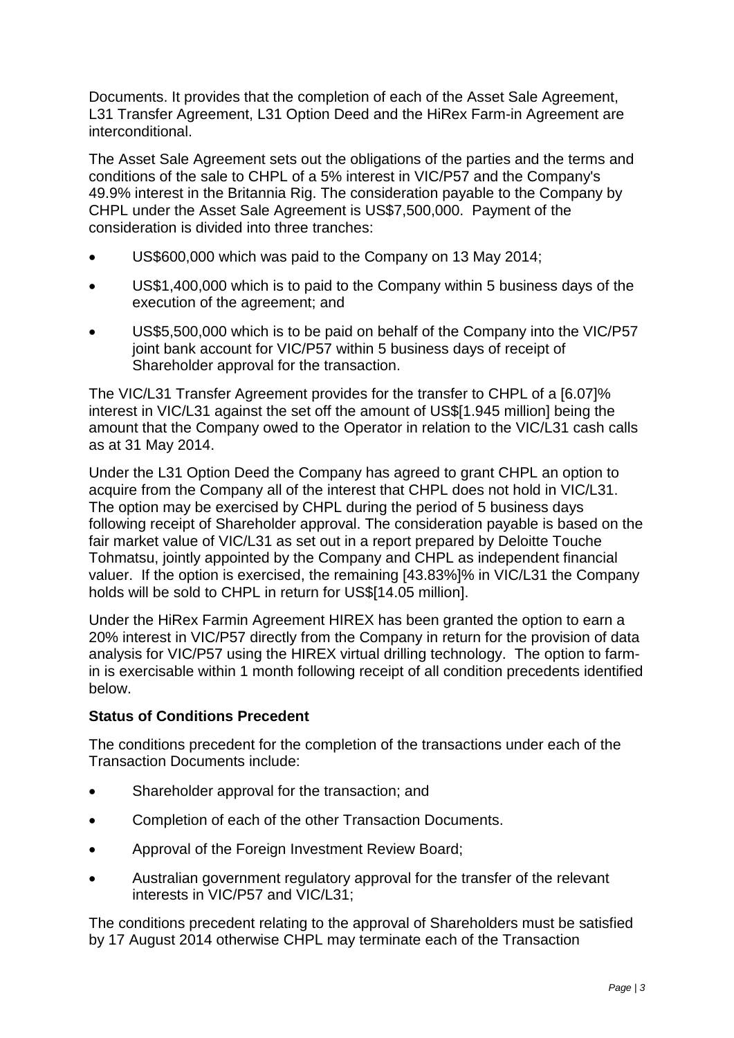Documents. It provides that the completion of each of the Asset Sale Agreement, L31 Transfer Agreement, L31 Option Deed and the HiRex Farm-in Agreement are interconditional.

The Asset Sale Agreement sets out the obligations of the parties and the terms and conditions of the sale to CHPL of a 5% interest in VIC/P57 and the Company's 49.9% interest in the Britannia Rig. The consideration payable to the Company by CHPL under the Asset Sale Agreement is US$7,500,000. Payment of the consideration is divided into three tranches:

- US$600,000 which was paid to the Company on 13 May 2014;
- US$1,400,000 which is to paid to the Company within 5 business days of the execution of the agreement; and
- US$5,500,000 which is to be paid on behalf of the Company into the VIC/P57 joint bank account for VIC/P57 within 5 business days of receipt of Shareholder approval for the transaction.

The VIC/L31 Transfer Agreement provides for the transfer to CHPL of a [6.07]% interest in VIC/L31 against the set off the amount of US$[1.945 million] being the amount that the Company owed to the Operator in relation to the VIC/L31 cash calls as at 31 May 2014.

Under the L31 Option Deed the Company has agreed to grant CHPL an option to acquire from the Company all of the interest that CHPL does not hold in VIC/L31. The option may be exercised by CHPL during the period of 5 business days following receipt of Shareholder approval. The consideration payable is based on the fair market value of VIC/L31 as set out in a report prepared by Deloitte Touche Tohmatsu, jointly appointed by the Company and CHPL as independent financial valuer. If the option is exercised, the remaining [43.83%]% in VIC/L31 the Company holds will be sold to CHPL in return for US$[14.05 million].

Under the HiRex Farmin Agreement HIREX has been granted the option to earn a 20% interest in VIC/P57 directly from the Company in return for the provision of data analysis for VIC/P57 using the HIREX virtual drilling technology. The option to farm-in is exercisable within 1 month following receipt of all condition precedents identified below.

**Status of Conditions Precedent**

The conditions precedent for the completion of the transactions under each of the Transaction Documents include:

- Shareholder approval for the transaction; and
- Completion of each of the other Transaction Documents.
- Approval of the Foreign Investment Review Board;
- Australian government regulatory approval for the transfer of the relevant interests in VIC/P57 and VIC/L31;

The conditions precedent relating to the approval of Shareholders must be satisfied by 17 August 2014 otherwise CHPL may terminate each of the Transaction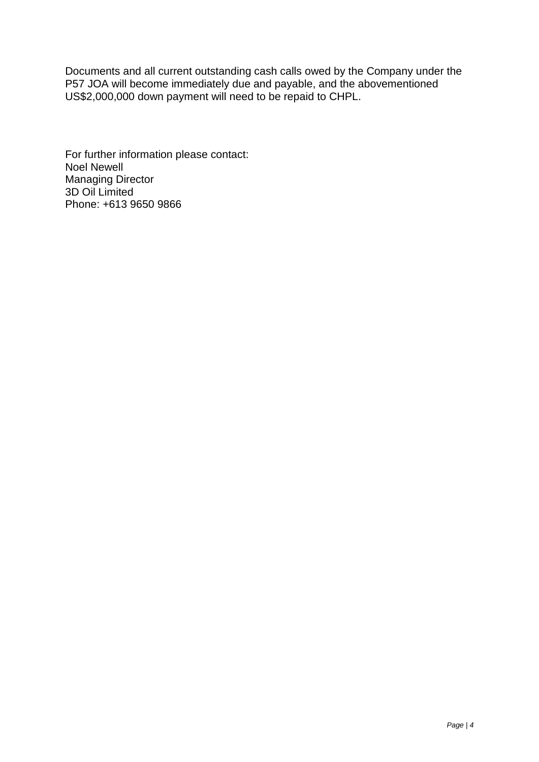Documents and all current outstanding cash calls owed by the Company under the P57 JOA will become immediately due and payable, and the abovementioned US$2,000,000 down payment will need to be repaid to CHPL.

For further information please contact:
Noel Newell
Managing Director
3D Oil Limited
Phone: +613 9650 9866